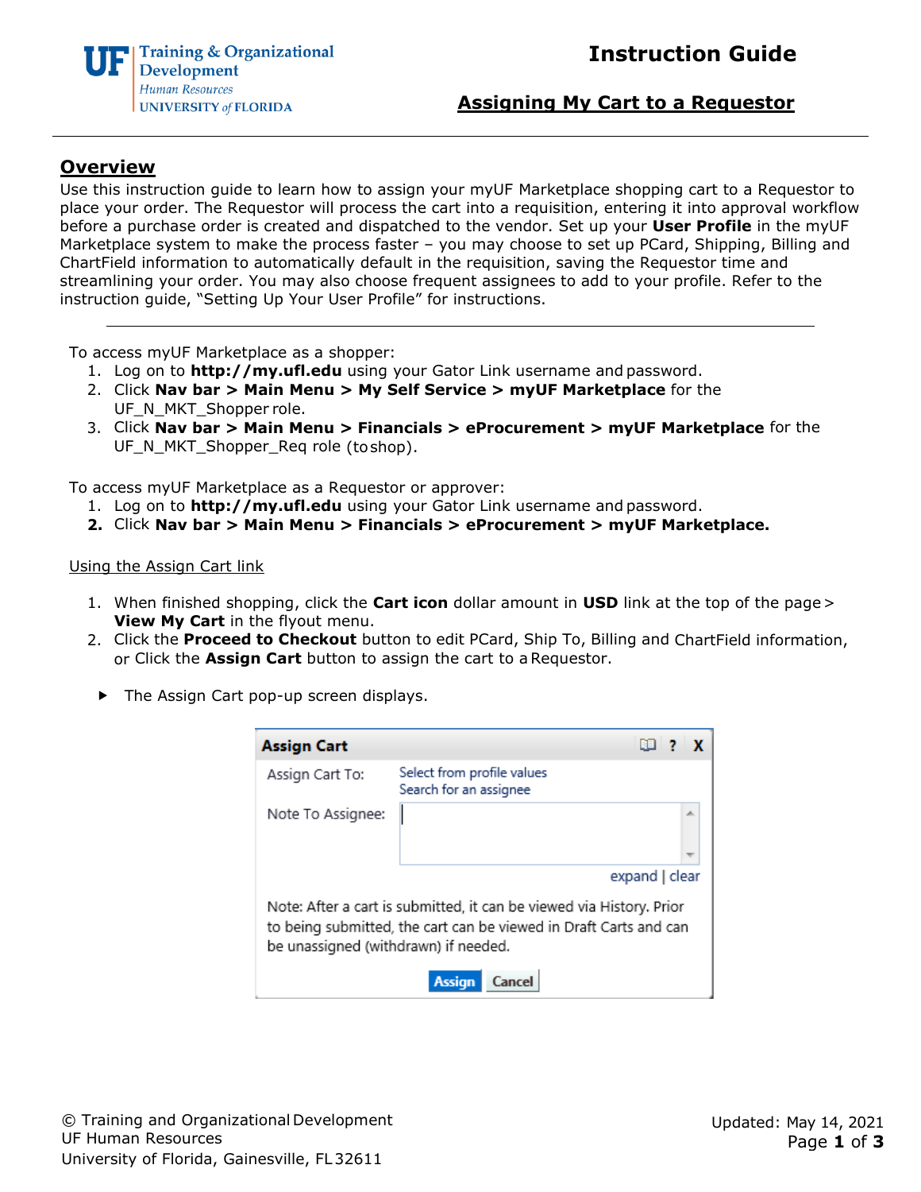# Instruction Guide

## Assigning My Cart to a Requestor

## Overview

Use this instruction guide to learn how to assign your myUF Marketplace shopping cart to a Requestor to place your order. The Requestor will process the cart into a requisition, entering it into approval workflow before a purchase order is created and dispatched to the vendor. Set up your **User Profile** in the myUF Marketplace system to make the process faster – you may choose to set up PCard, Shipping, Billing and ChartField information to automatically default in the requisition, saving the Requestor time and streamlining your order. You may also choose frequent assignees to add to your profile. Refer to the instruction guide, "Setting Up Your User Profile" for instructions.

---

To access myUF Marketplace as a shopper:

1. Log on to **http://my.ufl.edu** using your Gator Link username and password.
2. Click **Nav bar > Main Menu > My Self Service > myUF Marketplace** for the UF_N_MKT_Shopper role.
3. Click **Nav bar > Main Menu > Financials > eProcurement > myUF Marketplace** for the UF_N_MKT_Shopper_Req role (to shop).

To access myUF Marketplace as a Requestor or approver:

1. Log on to **http://my.ufl.edu** using your Gator Link username and password.
2. Click **Nav bar > Main Menu > Financials > eProcurement > myUF Marketplace.**

Using the Assign Cart link

1. When finished shopping, click the **Cart icon** dollar amount in **USD** link at the top of the page > **View My Cart** in the flyout menu.
2. Click the **Proceed to Checkout** button to edit PCard, Ship To, Billing and ChartField information, or Click the **Assign Cart** button to assign the cart to a Requestor.

- The Assign Cart pop-up screen displays.

**Assign Cart**

Assign Cart To: Select from profile values / Search for an assignee

Note To Assignee:

expand | clear

Note: After a cart is submitted, it can be viewed via History. Prior to being submitted, the cart can be viewed in Draft Carts and can be unassigned (withdrawn) if needed.

Assign | Cancel

© Training and Organizational Development
UF Human Resources
University of Florida, Gainesville, FL 32611

Updated: May 14, 2021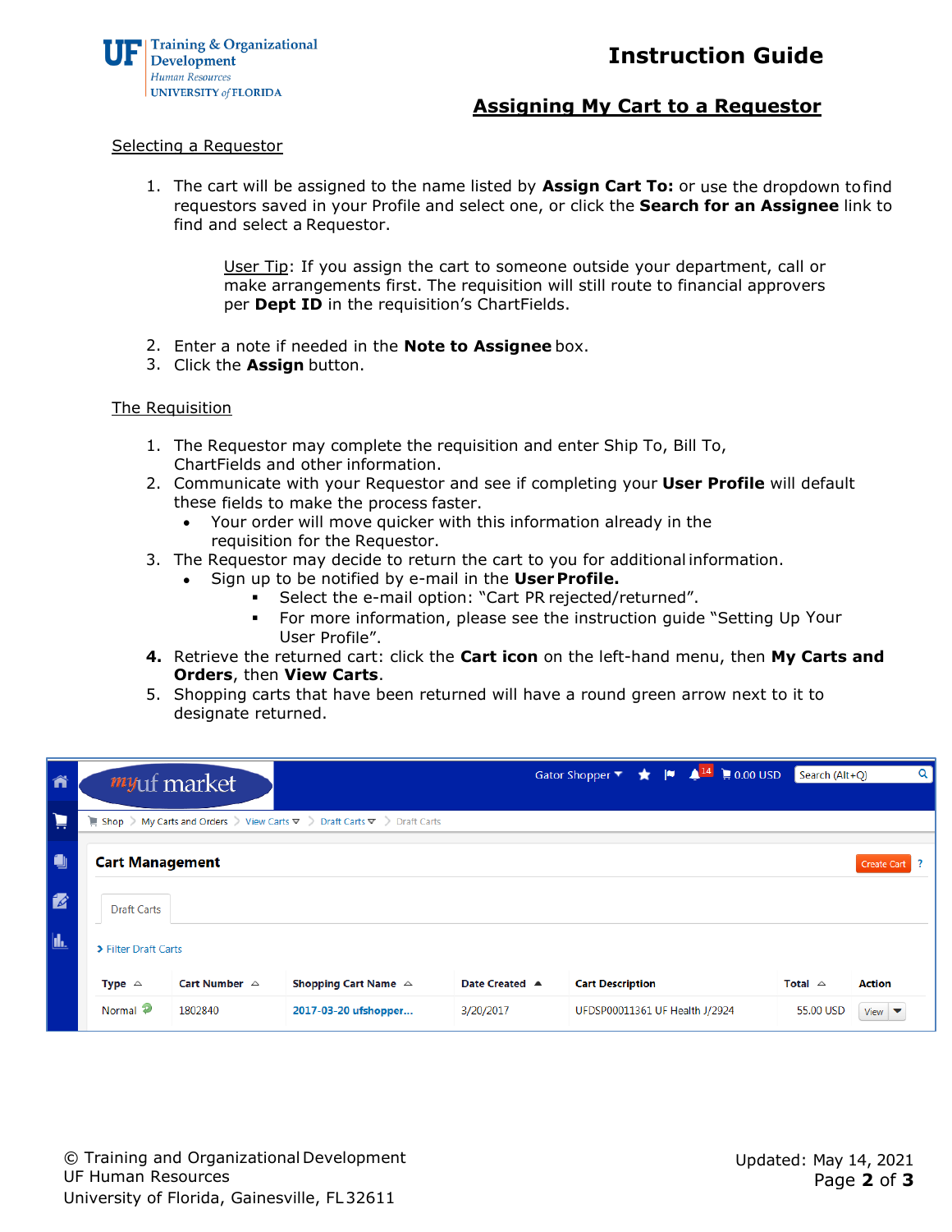## Assigning My Cart to a Requestor

### Selecting a Requestor

1. The cart will be assigned to the name listed by **Assign Cart To:** or use the dropdown to find requestors saved in your Profile and select one, or click the **Search for an Assignee** link to find and select a Requestor.

   User Tip: If you assign the cart to someone outside your department, call or make arrangements first. The requisition will still route to financial approvers per **Dept ID** in the requisition's ChartFields.

2. Enter a note if needed in the **Note to Assignee** box.
3. Click the **Assign** button.

### The Requisition

1. The Requestor may complete the requisition and enter Ship To, Bill To, ChartFields and other information.
2. Communicate with your Requestor and see if completing your **User Profile** will default these fields to make the process faster.
   - Your order will move quicker with this information already in the requisition for the Requestor.
3. The Requestor may decide to return the cart to you for additional information.
   - Sign up to be notified by e-mail in the **User Profile.**
     - Select the e-mail option: "Cart PR rejected/returned".
     - For more information, please see the instruction guide "Setting Up Your User Profile".
4. Retrieve the returned cart: click the **Cart icon** on the left-hand menu, then **My Carts and Orders**, then **View Carts**.
5. Shopping carts that have been returned will have a round green arrow next to it to designate returned.

myuf market — Gator Shopper — 0.00 USD — Search (Alt+Q)

Shop > My Carts and Orders > View Carts > Draft Carts > Draft Carts

**Cart Management** — Create Cart

Draft Carts

> Filter Draft Carts

| Type | Cart Number | Shopping Cart Name | Date Created | Cart Description | Total | Action |
|---|---|---|---|---|---|---|
| Normal | 1802840 | 2017-03-20 ufshopper... | 3/20/2017 | UFDSP00011361 UF Health J/2924 | 55.00 USD | View |

© Training and Organizational Development
UF Human Resources
University of Florida, Gainesville, FL 32611

Updated: May 14, 2021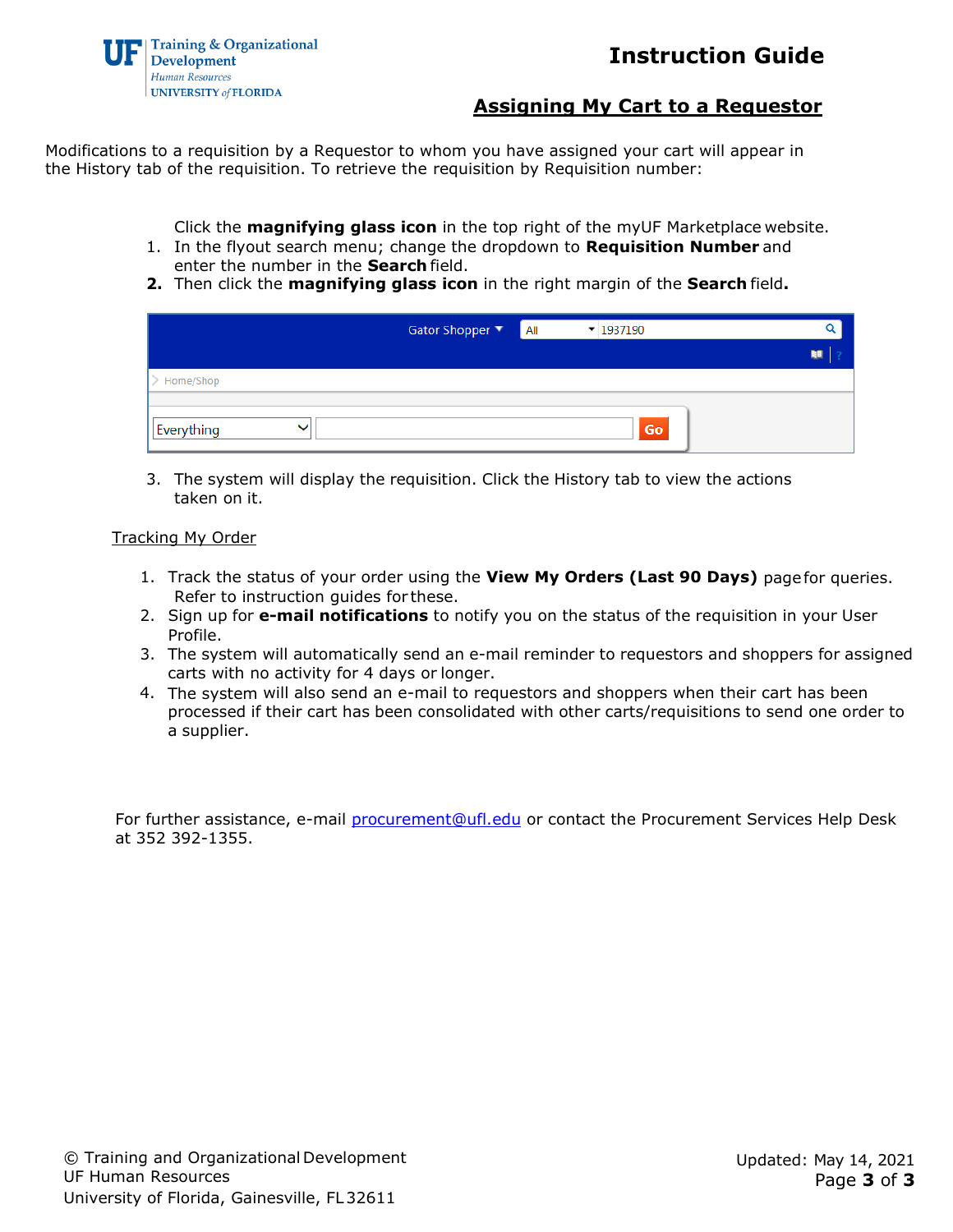# Instruction Guide

## Assigning My Cart to a Requestor

Modifications to a requisition by a Requestor to whom you have assigned your cart will appear in the History tab of the requisition. To retrieve the requisition by Requisition number:

Click the **magnifying glass icon** in the top right of the myUF Marketplace website.

1. In the flyout search menu; change the dropdown to **Requisition Number** and enter the number in the **Search** field.
2. Then click the **magnifying glass icon** in the right margin of the **Search** field.
3. The system will display the requisition. Click the History tab to view the actions taken on it.

Tracking My Order

1. Track the status of your order using the **View My Orders (Last 90 Days)** page for queries. Refer to instruction guides for these.
2. Sign up for **e-mail notifications** to notify you on the status of the requisition in your User Profile.
3. The system will automatically send an e-mail reminder to requestors and shoppers for assigned carts with no activity for 4 days or longer.
4. The system will also send an e-mail to requestors and shoppers when their cart has been processed if their cart has been consolidated with other carts/requisitions to send one order to a supplier.

For further assistance, e-mail procurement@ufl.edu or contact the Procurement Services Help Desk at 352 392-1355.